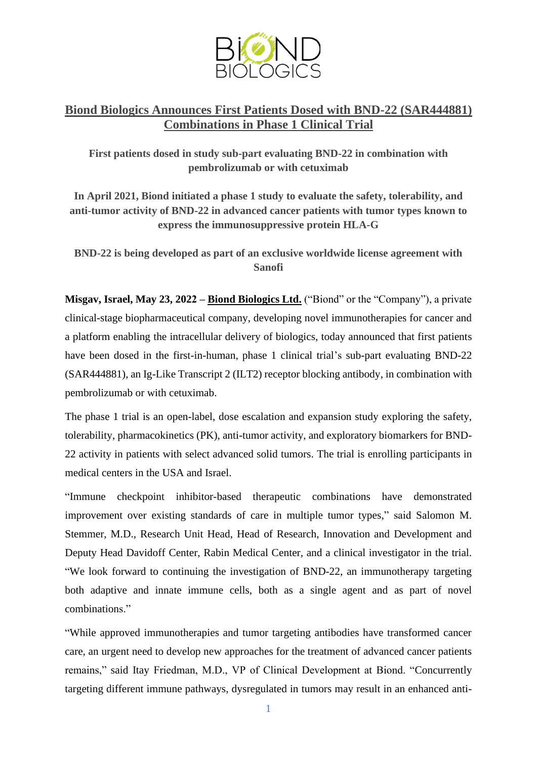# Biond Biologics Announces First Patients Dosed with BND-22 (SAR444881) Combinations in Phase 1 Clinical Trial

**First patients dosed in study sub-part evaluating BND-22 in combination with pembrolizumab or with cetuximab**

**In April 2021, Biond initiated a phase 1 study to evaluate the safety, tolerability, and anti-tumor activity of BND-22 in advanced cancer patients with tumor types known to express the immunosuppressive protein HLA-G**

**BND-22 is being developed as part of an exclusive worldwide license agreement with Sanofi**

**Misgav, Israel, May 23, 2022 – Biond Biologics Ltd.** ("Biond" or the "Company"), a private clinical-stage biopharmaceutical company, developing novel immunotherapies for cancer and a platform enabling the intracellular delivery of biologics, today announced that first patients have been dosed in the first-in-human, phase 1 clinical trial's sub-part evaluating BND-22 (SAR444881), an Ig-Like Transcript 2 (ILT2) receptor blocking antibody, in combination with pembrolizumab or with cetuximab.

The phase 1 trial is an open-label, dose escalation and expansion study exploring the safety, tolerability, pharmacokinetics (PK), anti-tumor activity, and exploratory biomarkers for BND-22 activity in patients with select advanced solid tumors. The trial is enrolling participants in medical centers in the USA and Israel.

"Immune checkpoint inhibitor-based therapeutic combinations have demonstrated improvement over existing standards of care in multiple tumor types," said Salomon M. Stemmer, M.D., Research Unit Head, Head of Research, Innovation and Development and Deputy Head Davidoff Center, Rabin Medical Center, and a clinical investigator in the trial. "We look forward to continuing the investigation of BND-22, an immunotherapy targeting both adaptive and innate immune cells, both as a single agent and as part of novel combinations."

"While approved immunotherapies and tumor targeting antibodies have transformed cancer care, an urgent need to develop new approaches for the treatment of advanced cancer patients remains," said Itay Friedman, M.D., VP of Clinical Development at Biond. "Concurrently targeting different immune pathways, dysregulated in tumors may result in an enhanced anti-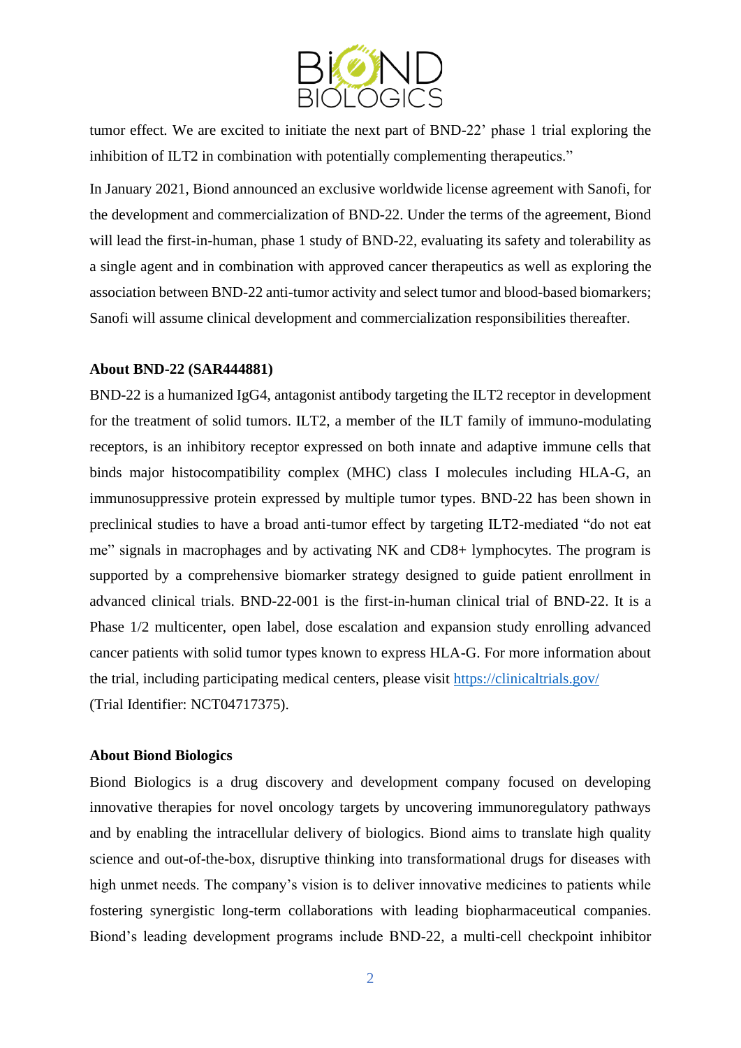tumor effect. We are excited to initiate the next part of BND-22' phase 1 trial exploring the inhibition of ILT2 in combination with potentially complementing therapeutics."

In January 2021, Biond announced an exclusive worldwide license agreement with Sanofi, for the development and commercialization of BND-22. Under the terms of the agreement, Biond will lead the first-in-human, phase 1 study of BND-22, evaluating its safety and tolerability as a single agent and in combination with approved cancer therapeutics as well as exploring the association between BND-22 anti-tumor activity and select tumor and blood-based biomarkers; Sanofi will assume clinical development and commercialization responsibilities thereafter.

**About BND-22 (SAR444881)**

BND-22 is a humanized IgG4, antagonist antibody targeting the ILT2 receptor in development for the treatment of solid tumors. ILT2, a member of the ILT family of immuno-modulating receptors, is an inhibitory receptor expressed on both innate and adaptive immune cells that binds major histocompatibility complex (MHC) class I molecules including HLA-G, an immunosuppressive protein expressed by multiple tumor types. BND-22 has been shown in preclinical studies to have a broad anti-tumor effect by targeting ILT2-mediated "do not eat me" signals in macrophages and by activating NK and CD8+ lymphocytes. The program is supported by a comprehensive biomarker strategy designed to guide patient enrollment in advanced clinical trials. BND-22-001 is the first-in-human clinical trial of BND-22. It is a Phase 1/2 multicenter, open label, dose escalation and expansion study enrolling advanced cancer patients with solid tumor types known to express HLA-G. For more information about the trial, including participating medical centers, please visit https://clinicaltrials.gov/ (Trial Identifier: NCT04717375).

**About Biond Biologics**

Biond Biologics is a drug discovery and development company focused on developing innovative therapies for novel oncology targets by uncovering immunoregulatory pathways and by enabling the intracellular delivery of biologics. Biond aims to translate high quality science and out-of-the-box, disruptive thinking into transformational drugs for diseases with high unmet needs. The company's vision is to deliver innovative medicines to patients while fostering synergistic long-term collaborations with leading biopharmaceutical companies. Biond's leading development programs include BND-22, a multi-cell checkpoint inhibitor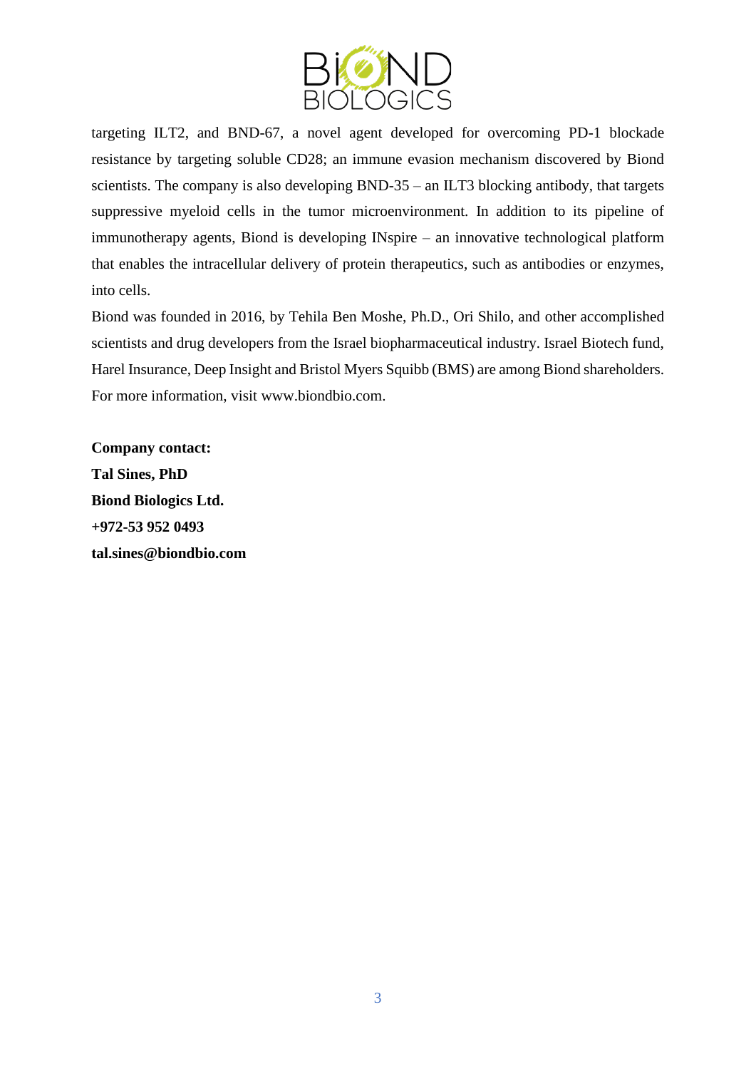targeting ILT2, and BND-67, a novel agent developed for overcoming PD-1 blockade resistance by targeting soluble CD28; an immune evasion mechanism discovered by Biond scientists. The company is also developing BND-35 – an ILT3 blocking antibody, that targets suppressive myeloid cells in the tumor microenvironment. In addition to its pipeline of immunotherapy agents, Biond is developing INspire – an innovative technological platform that enables the intracellular delivery of protein therapeutics, such as antibodies or enzymes, into cells.

Biond was founded in 2016, by Tehila Ben Moshe, Ph.D., Ori Shilo, and other accomplished scientists and drug developers from the Israel biopharmaceutical industry. Israel Biotech fund, Harel Insurance, Deep Insight and Bristol Myers Squibb (BMS) are among Biond shareholders. For more information, visit www.biondbio.com.

**Company contact:**
**Tal Sines, PhD**
**Biond Biologics Ltd.**
**+972-53 952 0493**
**tal.sines@biondbio.com**